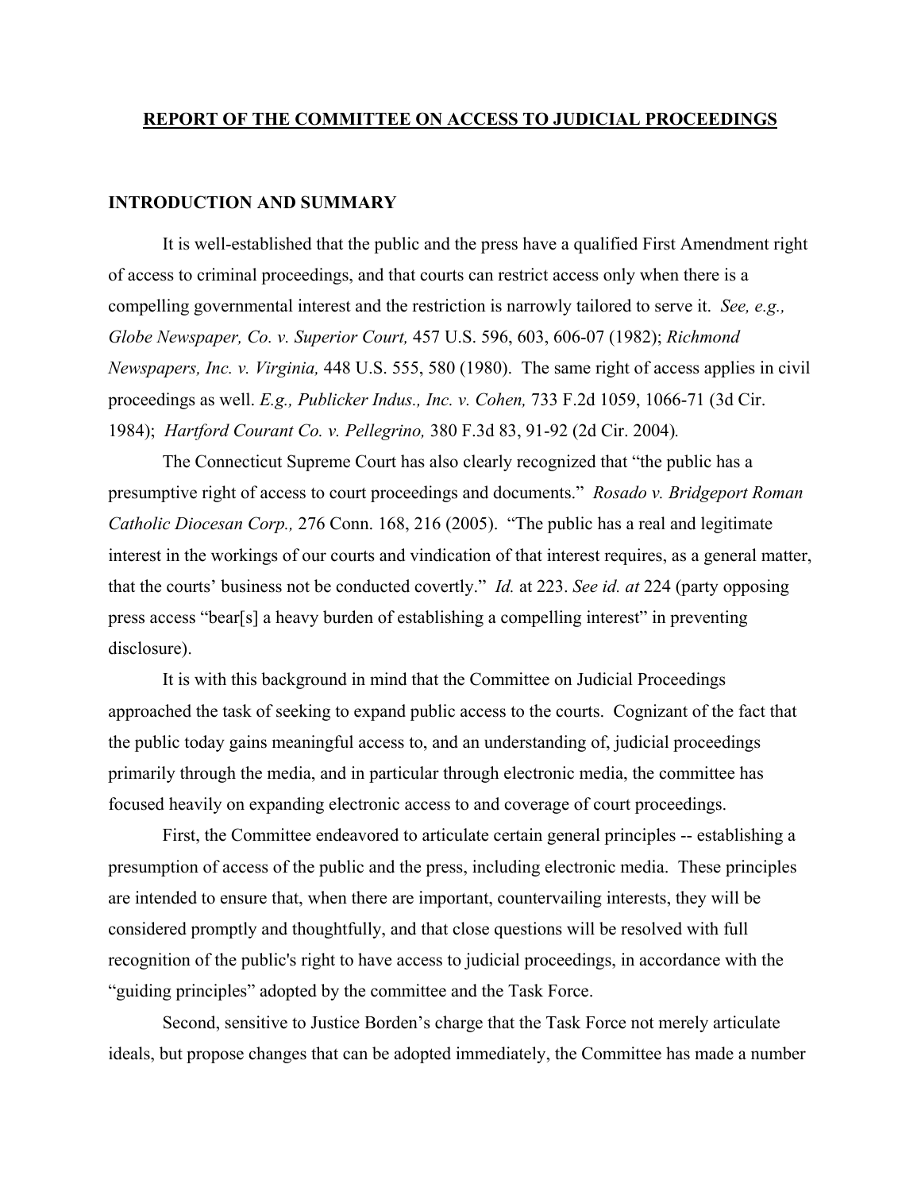# REPORT OF THE COMMITTEE ON ACCESS TO JUDICIAL PROCEEDINGS

## INTRODUCTION AND SUMMARY

It is well-established that the public and the press have a qualified First Amendment right of access to criminal proceedings, and that courts can restrict access only when there is a compelling governmental interest and the restriction is narrowly tailored to serve it. *See, e.g., Globe Newspaper, Co. v. Superior Court,* 457 U.S. 596, 603, 606-07 (1982); *Richmond Newspapers, Inc. v. Virginia,* 448 U.S. 555, 580 (1980). The same right of access applies in civil proceedings as well. *E.g., Publicker Indus., Inc. v. Cohen,* 733 F.2d 1059, 1066-71 (3d Cir. 1984); *Hartford Courant Co. v. Pellegrino,* 380 F.3d 83, 91-92 (2d Cir. 2004).

The Connecticut Supreme Court has also clearly recognized that "the public has a presumptive right of access to court proceedings and documents." *Rosado v. Bridgeport Roman Catholic Diocesan Corp.,* 276 Conn. 168, 216 (2005). "The public has a real and legitimate interest in the workings of our courts and vindication of that interest requires, as a general matter, that the courts' business not be conducted covertly." *Id.* at 223. *See id. at* 224 (party opposing press access "bear[s] a heavy burden of establishing a compelling interest" in preventing disclosure).

It is with this background in mind that the Committee on Judicial Proceedings approached the task of seeking to expand public access to the courts. Cognizant of the fact that the public today gains meaningful access to, and an understanding of, judicial proceedings primarily through the media, and in particular through electronic media, the committee has focused heavily on expanding electronic access to and coverage of court proceedings.

First, the Committee endeavored to articulate certain general principles -- establishing a presumption of access of the public and the press, including electronic media. These principles are intended to ensure that, when there are important, countervailing interests, they will be considered promptly and thoughtfully, and that close questions will be resolved with full recognition of the public's right to have access to judicial proceedings, in accordance with the "guiding principles" adopted by the committee and the Task Force.

Second, sensitive to Justice Borden's charge that the Task Force not merely articulate ideals, but propose changes that can be adopted immediately, the Committee has made a number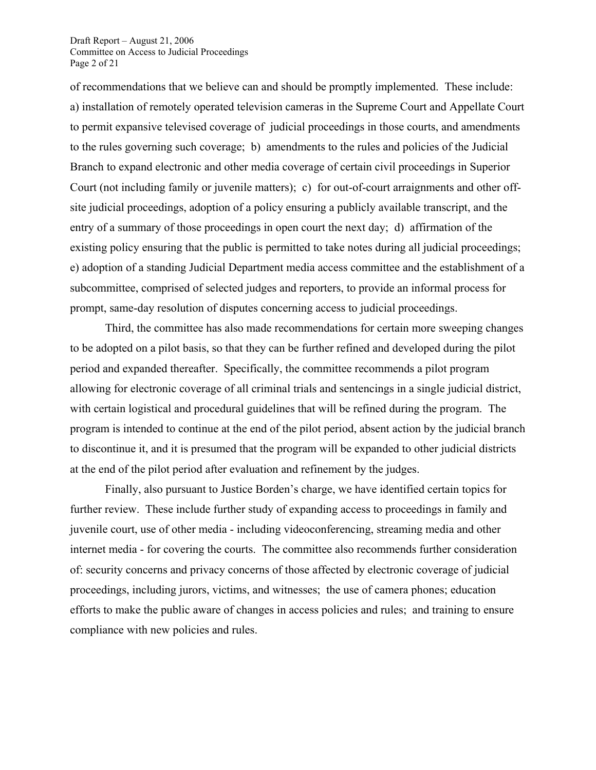of recommendations that we believe can and should be promptly implemented. These include: a) installation of remotely operated television cameras in the Supreme Court and Appellate Court to permit expansive televised coverage of judicial proceedings in those courts, and amendments to the rules governing such coverage; b) amendments to the rules and policies of the Judicial Branch to expand electronic and other media coverage of certain civil proceedings in Superior Court (not including family or juvenile matters); c) for out-of-court arraignments and other off-site judicial proceedings, adoption of a policy ensuring a publicly available transcript, and the entry of a summary of those proceedings in open court the next day; d) affirmation of the existing policy ensuring that the public is permitted to take notes during all judicial proceedings; e) adoption of a standing Judicial Department media access committee and the establishment of a subcommittee, comprised of selected judges and reporters, to provide an informal process for prompt, same-day resolution of disputes concerning access to judicial proceedings.

Third, the committee has also made recommendations for certain more sweeping changes to be adopted on a pilot basis, so that they can be further refined and developed during the pilot period and expanded thereafter. Specifically, the committee recommends a pilot program allowing for electronic coverage of all criminal trials and sentencings in a single judicial district, with certain logistical and procedural guidelines that will be refined during the program. The program is intended to continue at the end of the pilot period, absent action by the judicial branch to discontinue it, and it is presumed that the program will be expanded to other judicial districts at the end of the pilot period after evaluation and refinement by the judges.

Finally, also pursuant to Justice Borden's charge, we have identified certain topics for further review. These include further study of expanding access to proceedings in family and juvenile court, use of other media - including videoconferencing, streaming media and other internet media - for covering the courts. The committee also recommends further consideration of: security concerns and privacy concerns of those affected by electronic coverage of judicial proceedings, including jurors, victims, and witnesses; the use of camera phones; education efforts to make the public aware of changes in access policies and rules; and training to ensure compliance with new policies and rules.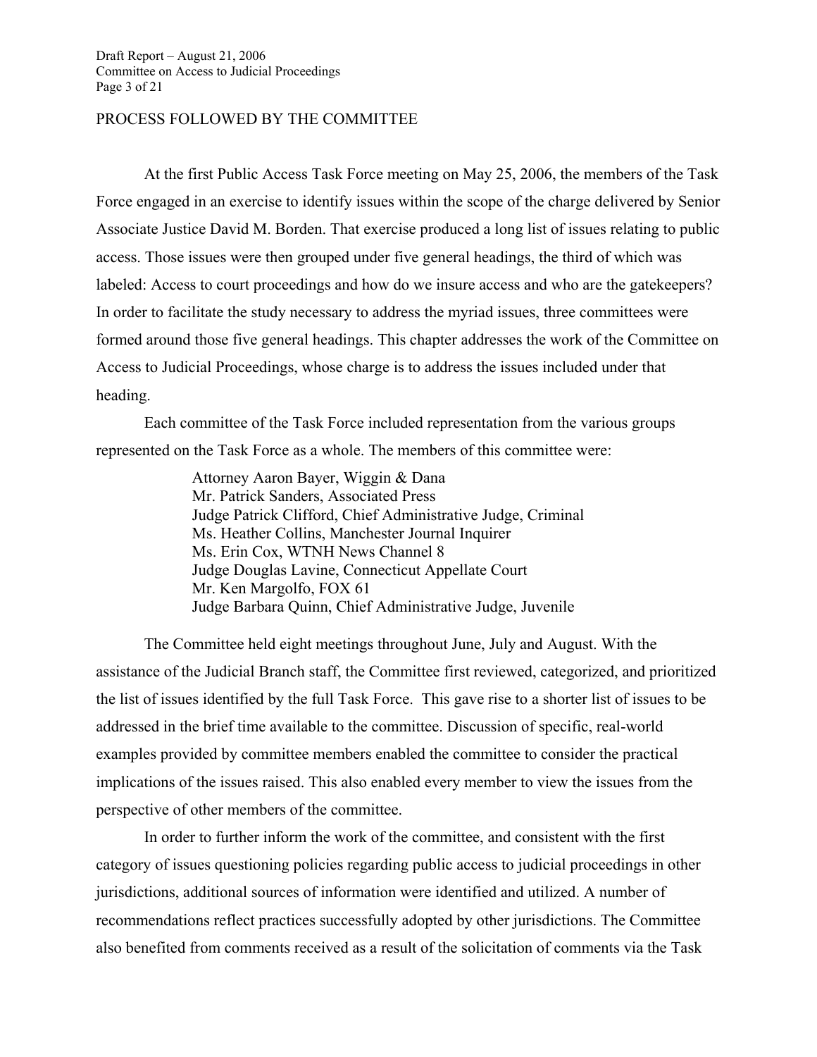## PROCESS FOLLOWED BY THE COMMITTEE

At the first Public Access Task Force meeting on May 25, 2006, the members of the Task Force engaged in an exercise to identify issues within the scope of the charge delivered by Senior Associate Justice David M. Borden. That exercise produced a long list of issues relating to public access. Those issues were then grouped under five general headings, the third of which was labeled: Access to court proceedings and how do we insure access and who are the gatekeepers? In order to facilitate the study necessary to address the myriad issues, three committees were formed around those five general headings. This chapter addresses the work of the Committee on Access to Judicial Proceedings, whose charge is to address the issues included under that heading.

Each committee of the Task Force included representation from the various groups represented on the Task Force as a whole. The members of this committee were:

Attorney Aaron Bayer, Wiggin & Dana
Mr. Patrick Sanders, Associated Press
Judge Patrick Clifford, Chief Administrative Judge, Criminal
Ms. Heather Collins, Manchester Journal Inquirer
Ms. Erin Cox, WTNH News Channel 8
Judge Douglas Lavine, Connecticut Appellate Court
Mr. Ken Margolfo, FOX 61
Judge Barbara Quinn, Chief Administrative Judge, Juvenile

The Committee held eight meetings throughout June, July and August. With the assistance of the Judicial Branch staff, the Committee first reviewed, categorized, and prioritized the list of issues identified by the full Task Force. This gave rise to a shorter list of issues to be addressed in the brief time available to the committee. Discussion of specific, real-world examples provided by committee members enabled the committee to consider the practical implications of the issues raised. This also enabled every member to view the issues from the perspective of other members of the committee.

In order to further inform the work of the committee, and consistent with the first category of issues questioning policies regarding public access to judicial proceedings in other jurisdictions, additional sources of information were identified and utilized. A number of recommendations reflect practices successfully adopted by other jurisdictions. The Committee also benefited from comments received as a result of the solicitation of comments via the Task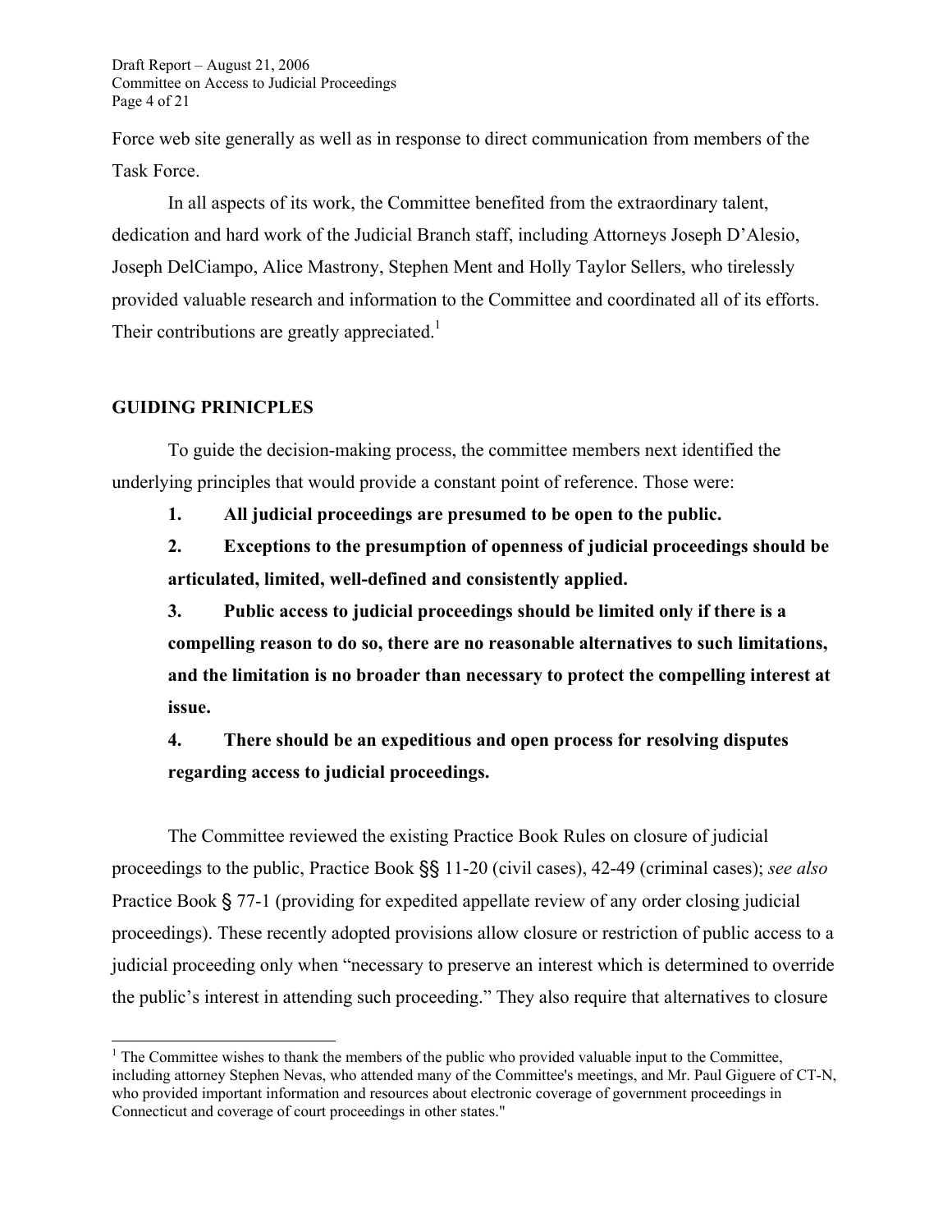Force web site generally as well as in response to direct communication from members of the Task Force.

In all aspects of its work, the Committee benefited from the extraordinary talent, dedication and hard work of the Judicial Branch staff, including Attorneys Joseph D'Alesio, Joseph DelCiampo, Alice Mastrony, Stephen Ment and Holly Taylor Sellers, who tirelessly provided valuable research and information to the Committee and coordinated all of its efforts. Their contributions are greatly appreciated.[1]

## GUIDING PRINICPLES

To guide the decision-making process, the committee members next identified the underlying principles that would provide a constant point of reference. Those were:

**1. All judicial proceedings are presumed to be open to the public.**

**2. Exceptions to the presumption of openness of judicial proceedings should be articulated, limited, well-defined and consistently applied.**

**3. Public access to judicial proceedings should be limited only if there is a compelling reason to do so, there are no reasonable alternatives to such limitations, and the limitation is no broader than necessary to protect the compelling interest at issue.**

**4. There should be an expeditious and open process for resolving disputes regarding access to judicial proceedings.**

The Committee reviewed the existing Practice Book Rules on closure of judicial proceedings to the public, Practice Book §§ 11-20 (civil cases), 42-49 (criminal cases); *see also* Practice Book § 77-1 (providing for expedited appellate review of any order closing judicial proceedings). These recently adopted provisions allow closure or restriction of public access to a judicial proceeding only when "necessary to preserve an interest which is determined to override the public's interest in attending such proceeding." They also require that alternatives to closure

---

[1] The Committee wishes to thank the members of the public who provided valuable input to the Committee, including attorney Stephen Nevas, who attended many of the Committee's meetings, and Mr. Paul Giguere of CT-N, who provided important information and resources about electronic coverage of government proceedings in Connecticut and coverage of court proceedings in other states."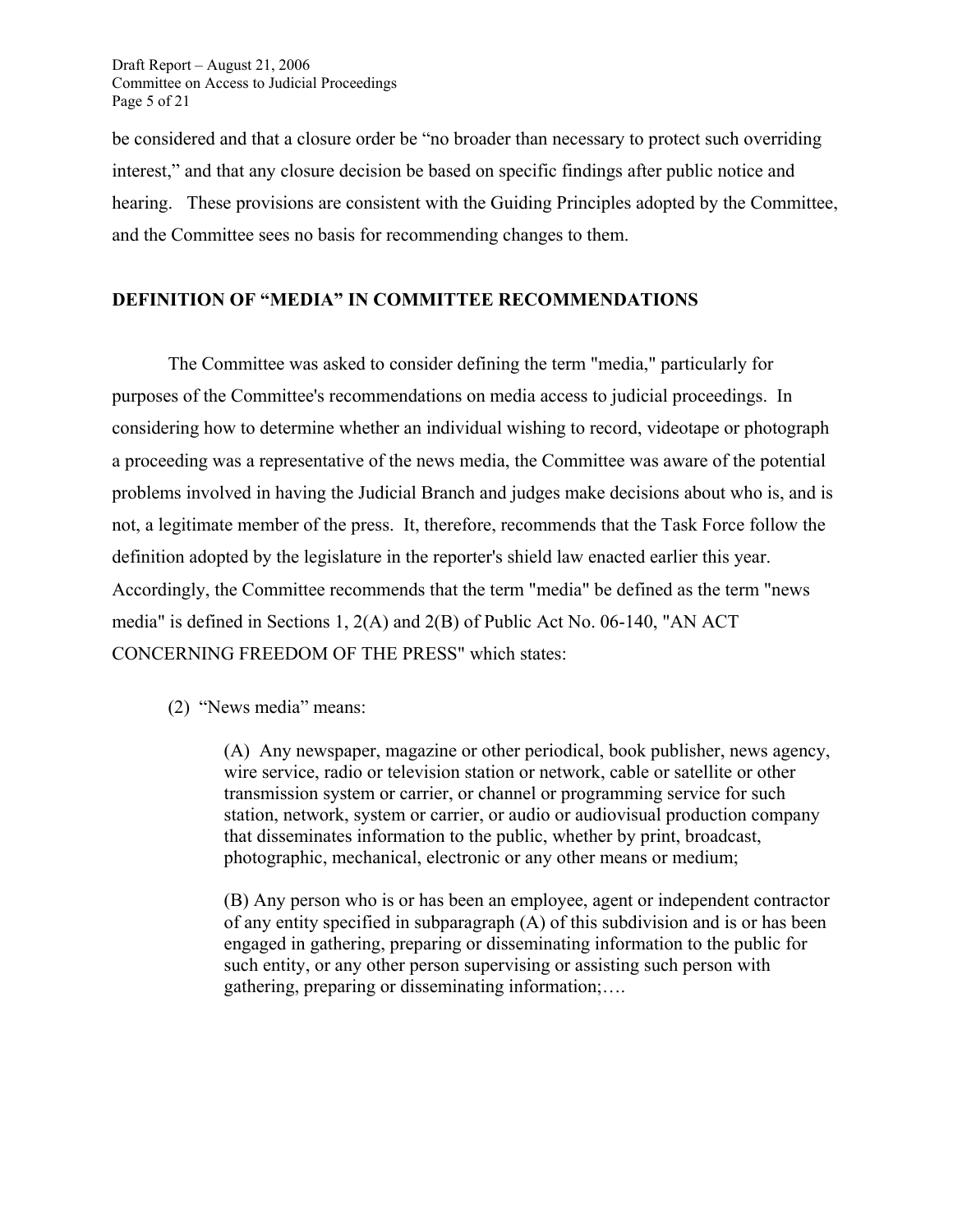be considered and that a closure order be "no broader than necessary to protect such overriding interest," and that any closure decision be based on specific findings after public notice and hearing. These provisions are consistent with the Guiding Principles adopted by the Committee, and the Committee sees no basis for recommending changes to them.

**DEFINITION OF "MEDIA" IN COMMITTEE RECOMMENDATIONS**

The Committee was asked to consider defining the term "media," particularly for purposes of the Committee's recommendations on media access to judicial proceedings. In considering how to determine whether an individual wishing to record, videotape or photograph a proceeding was a representative of the news media, the Committee was aware of the potential problems involved in having the Judicial Branch and judges make decisions about who is, and is not, a legitimate member of the press. It, therefore, recommends that the Task Force follow the definition adopted by the legislature in the reporter's shield law enacted earlier this year. Accordingly, the Committee recommends that the term "media" be defined as the term "news media" is defined in Sections 1, 2(A) and 2(B) of Public Act No. 06-140, "AN ACT CONCERNING FREEDOM OF THE PRESS" which states:

(2) "News media" means:

> (A) Any newspaper, magazine or other periodical, book publisher, news agency, wire service, radio or television station or network, cable or satellite or other transmission system or carrier, or channel or programming service for such station, network, system or carrier, or audio or audiovisual production company that disseminates information to the public, whether by print, broadcast, photographic, mechanical, electronic or any other means or medium;
>
> (B) Any person who is or has been an employee, agent or independent contractor of any entity specified in subparagraph (A) of this subdivision and is or has been engaged in gathering, preparing or disseminating information to the public for such entity, or any other person supervising or assisting such person with gathering, preparing or disseminating information;….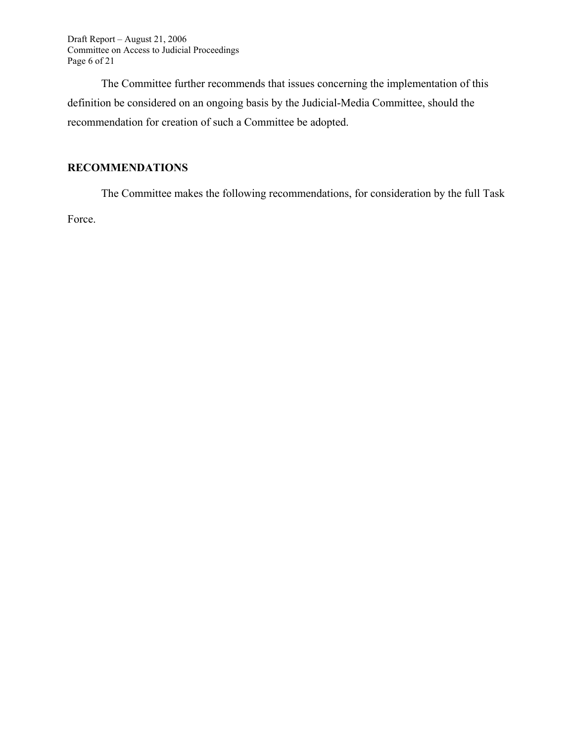The Committee further recommends that issues concerning the implementation of this definition be considered on an ongoing basis by the Judicial-Media Committee, should the recommendation for creation of such a Committee be adopted.

## RECOMMENDATIONS

The Committee makes the following recommendations, for consideration by the full Task Force.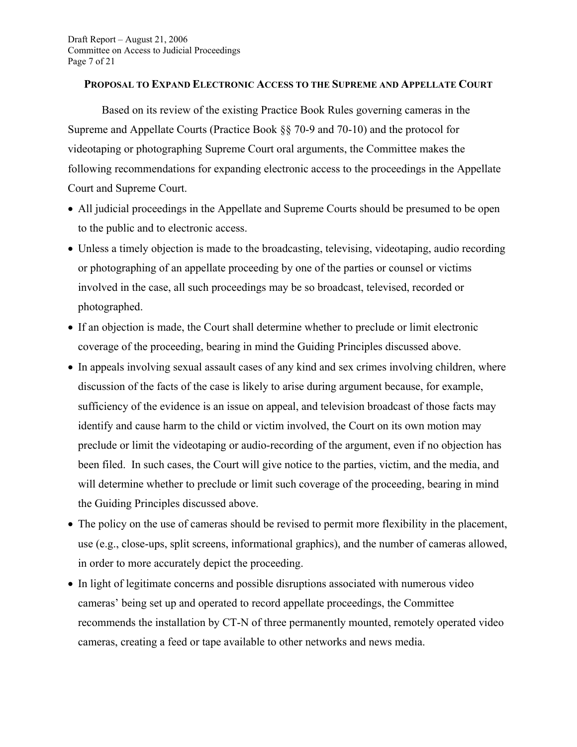## PROPOSAL TO EXPAND ELECTRONIC ACCESS TO THE SUPREME AND APPELLATE COURT

Based on its review of the existing Practice Book Rules governing cameras in the Supreme and Appellate Courts (Practice Book §§ 70-9 and 70-10) and the protocol for videotaping or photographing Supreme Court oral arguments, the Committee makes the following recommendations for expanding electronic access to the proceedings in the Appellate Court and Supreme Court.

- All judicial proceedings in the Appellate and Supreme Courts should be presumed to be open to the public and to electronic access.
- Unless a timely objection is made to the broadcasting, televising, videotaping, audio recording or photographing of an appellate proceeding by one of the parties or counsel or victims involved in the case, all such proceedings may be so broadcast, televised, recorded or photographed.
- If an objection is made, the Court shall determine whether to preclude or limit electronic coverage of the proceeding, bearing in mind the Guiding Principles discussed above.
- In appeals involving sexual assault cases of any kind and sex crimes involving children, where discussion of the facts of the case is likely to arise during argument because, for example, sufficiency of the evidence is an issue on appeal, and television broadcast of those facts may identify and cause harm to the child or victim involved, the Court on its own motion may preclude or limit the videotaping or audio-recording of the argument, even if no objection has been filed. In such cases, the Court will give notice to the parties, victim, and the media, and will determine whether to preclude or limit such coverage of the proceeding, bearing in mind the Guiding Principles discussed above.
- The policy on the use of cameras should be revised to permit more flexibility in the placement, use (e.g., close-ups, split screens, informational graphics), and the number of cameras allowed, in order to more accurately depict the proceeding.
- In light of legitimate concerns and possible disruptions associated with numerous video cameras' being set up and operated to record appellate proceedings, the Committee recommends the installation by CT-N of three permanently mounted, remotely operated video cameras, creating a feed or tape available to other networks and news media.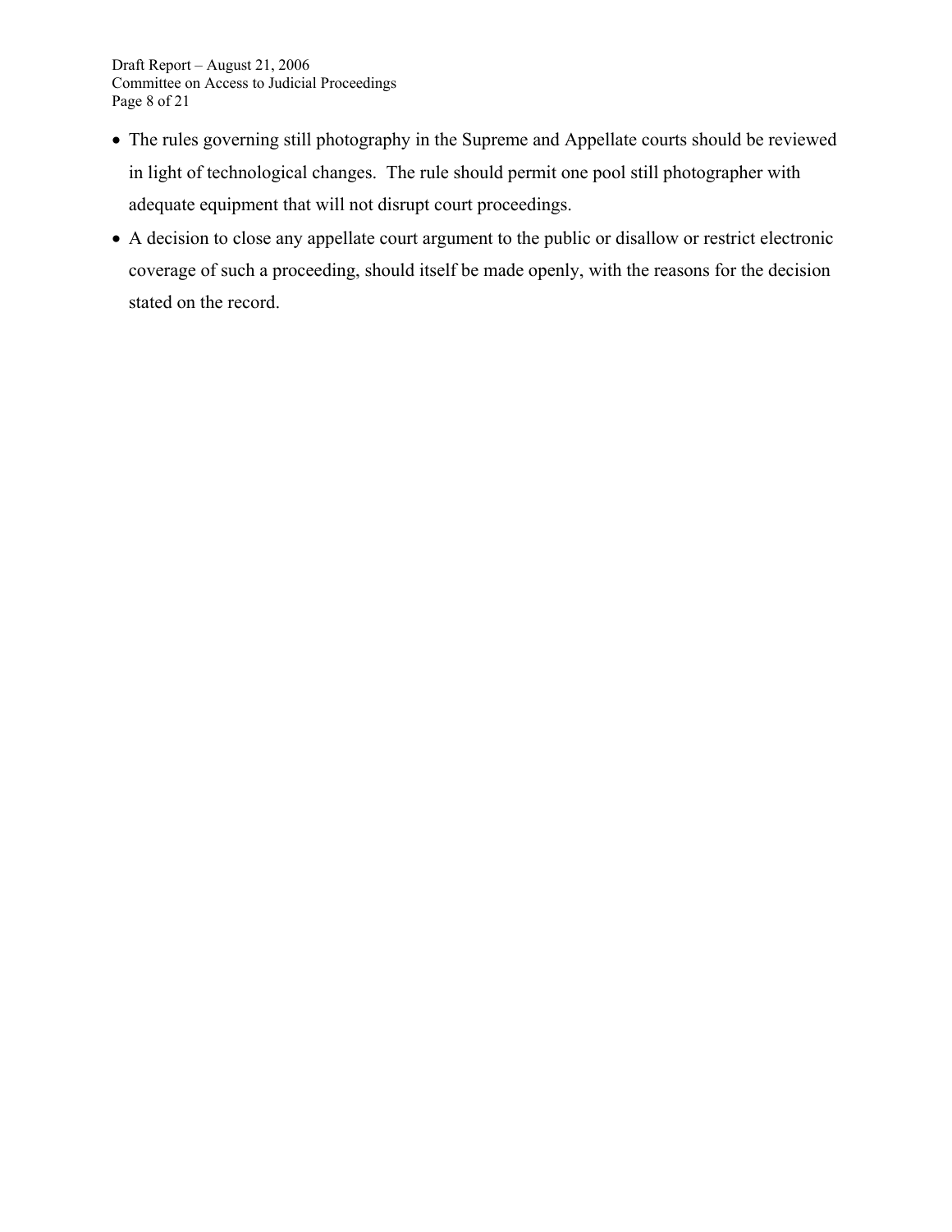- The rules governing still photography in the Supreme and Appellate courts should be reviewed in light of technological changes. The rule should permit one pool still photographer with adequate equipment that will not disrupt court proceedings.
- A decision to close any appellate court argument to the public or disallow or restrict electronic coverage of such a proceeding, should itself be made openly, with the reasons for the decision stated on the record.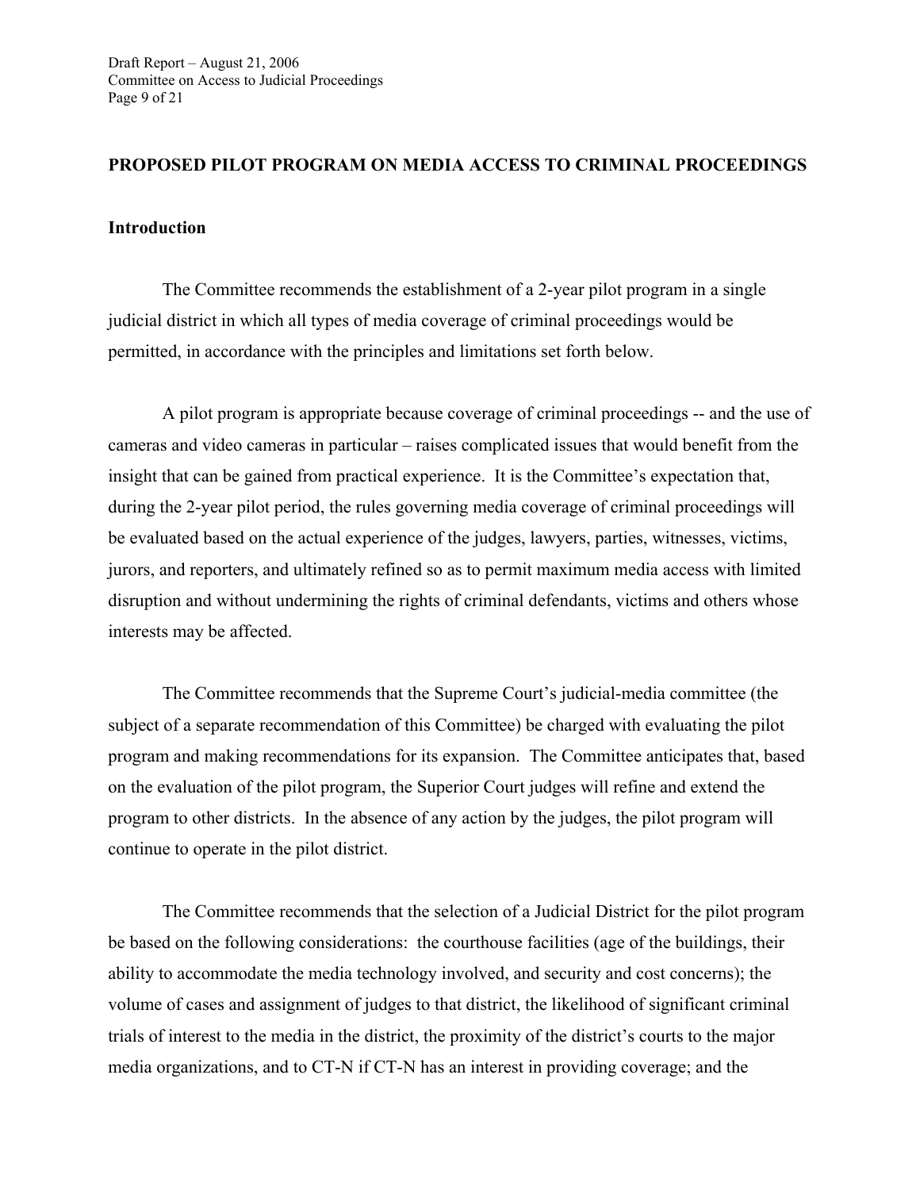## PROPOSED PILOT PROGRAM ON MEDIA ACCESS TO CRIMINAL PROCEEDINGS

### Introduction

The Committee recommends the establishment of a 2-year pilot program in a single judicial district in which all types of media coverage of criminal proceedings would be permitted, in accordance with the principles and limitations set forth below.

A pilot program is appropriate because coverage of criminal proceedings -- and the use of cameras and video cameras in particular – raises complicated issues that would benefit from the insight that can be gained from practical experience. It is the Committee's expectation that, during the 2-year pilot period, the rules governing media coverage of criminal proceedings will be evaluated based on the actual experience of the judges, lawyers, parties, witnesses, victims, jurors, and reporters, and ultimately refined so as to permit maximum media access with limited disruption and without undermining the rights of criminal defendants, victims and others whose interests may be affected.

The Committee recommends that the Supreme Court's judicial-media committee (the subject of a separate recommendation of this Committee) be charged with evaluating the pilot program and making recommendations for its expansion. The Committee anticipates that, based on the evaluation of the pilot program, the Superior Court judges will refine and extend the program to other districts. In the absence of any action by the judges, the pilot program will continue to operate in the pilot district.

The Committee recommends that the selection of a Judicial District for the pilot program be based on the following considerations: the courthouse facilities (age of the buildings, their ability to accommodate the media technology involved, and security and cost concerns); the volume of cases and assignment of judges to that district, the likelihood of significant criminal trials of interest to the media in the district, the proximity of the district's courts to the major media organizations, and to CT-N if CT-N has an interest in providing coverage; and the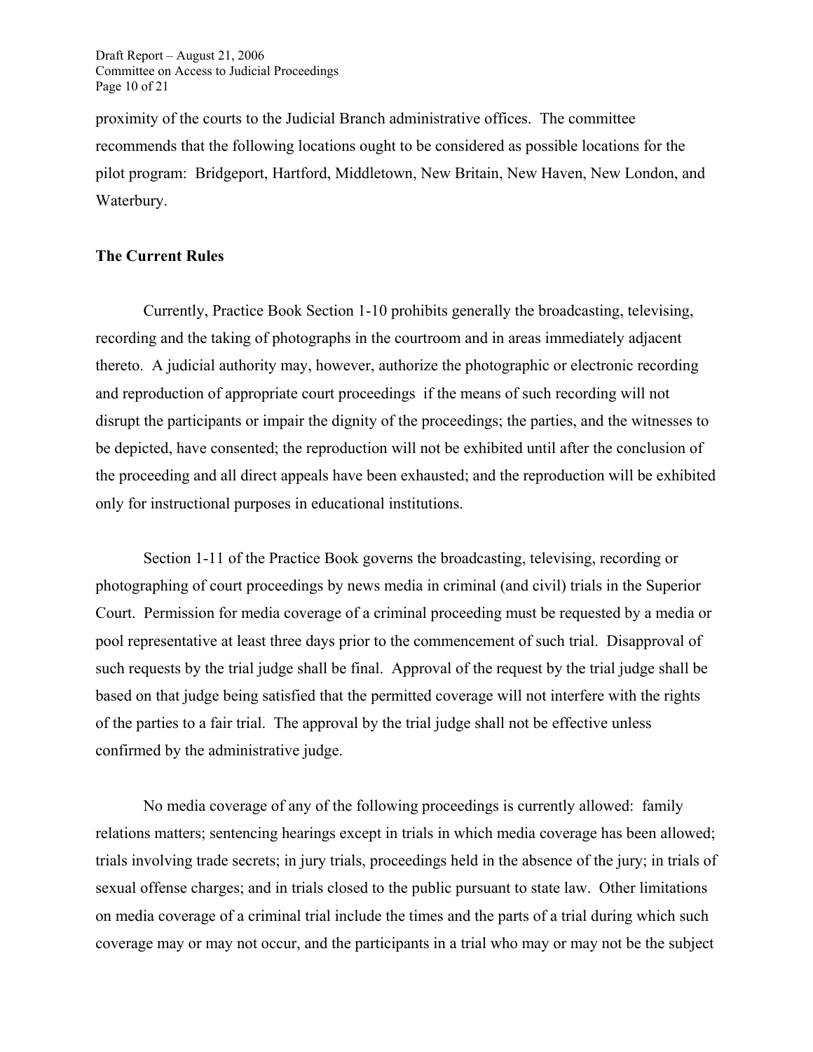proximity of the courts to the Judicial Branch administrative offices. The committee recommends that the following locations ought to be considered as possible locations for the pilot program: Bridgeport, Hartford, Middletown, New Britain, New Haven, New London, and Waterbury.

**The Current Rules**

Currently, Practice Book Section 1-10 prohibits generally the broadcasting, televising, recording and the taking of photographs in the courtroom and in areas immediately adjacent thereto. A judicial authority may, however, authorize the photographic or electronic recording and reproduction of appropriate court proceedings if the means of such recording will not disrupt the participants or impair the dignity of the proceedings; the parties, and the witnesses to be depicted, have consented; the reproduction will not be exhibited until after the conclusion of the proceeding and all direct appeals have been exhausted; and the reproduction will be exhibited only for instructional purposes in educational institutions.

Section 1-11 of the Practice Book governs the broadcasting, televising, recording or photographing of court proceedings by news media in criminal (and civil) trials in the Superior Court. Permission for media coverage of a criminal proceeding must be requested by a media or pool representative at least three days prior to the commencement of such trial. Disapproval of such requests by the trial judge shall be final. Approval of the request by the trial judge shall be based on that judge being satisfied that the permitted coverage will not interfere with the rights of the parties to a fair trial. The approval by the trial judge shall not be effective unless confirmed by the administrative judge.

No media coverage of any of the following proceedings is currently allowed: family relations matters; sentencing hearings except in trials in which media coverage has been allowed; trials involving trade secrets; in jury trials, proceedings held in the absence of the jury; in trials of sexual offense charges; and in trials closed to the public pursuant to state law. Other limitations on media coverage of a criminal trial include the times and the parts of a trial during which such coverage may or may not occur, and the participants in a trial who may or may not be the subject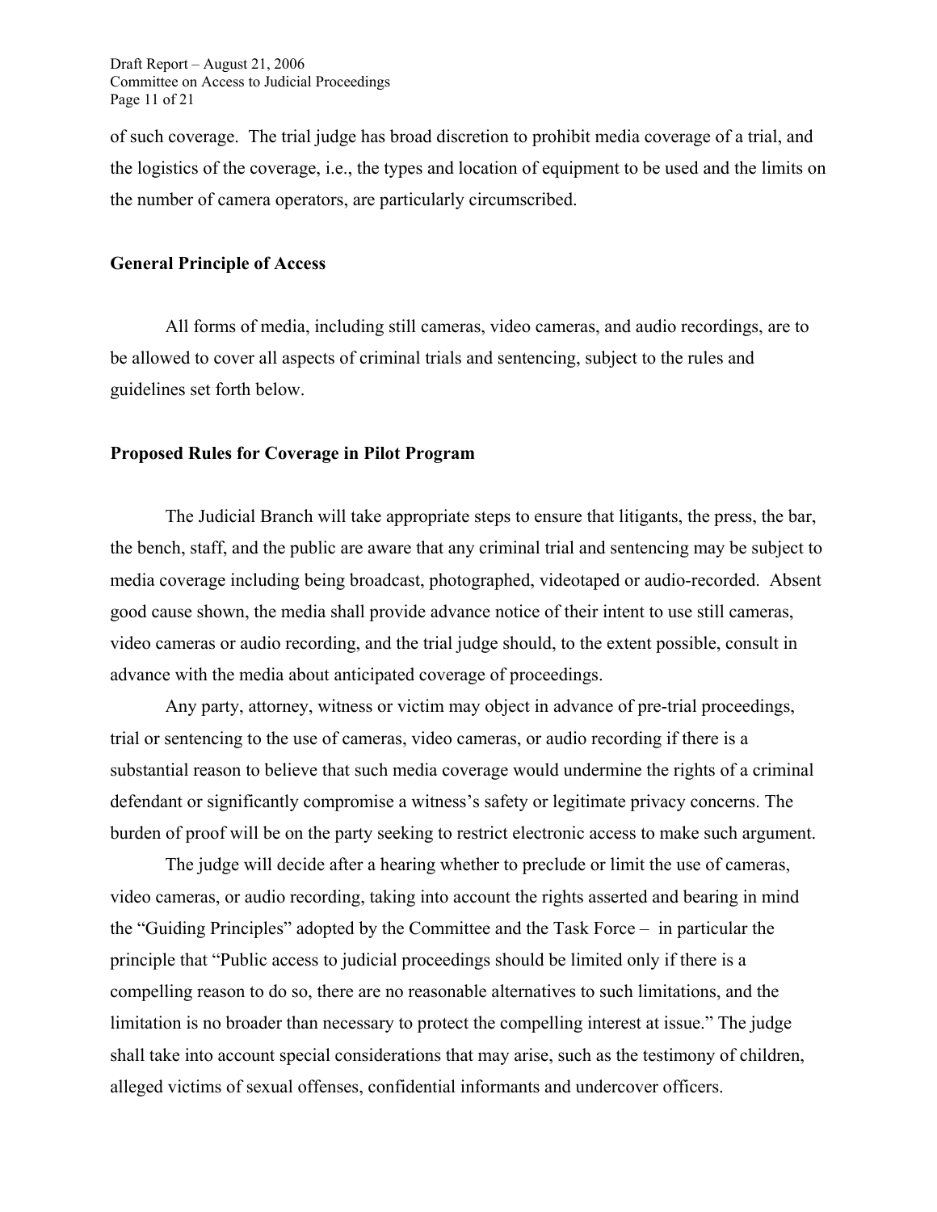of such coverage. The trial judge has broad discretion to prohibit media coverage of a trial, and the logistics of the coverage, i.e., the types and location of equipment to be used and the limits on the number of camera operators, are particularly circumscribed.

**General Principle of Access**

All forms of media, including still cameras, video cameras, and audio recordings, are to be allowed to cover all aspects of criminal trials and sentencing, subject to the rules and guidelines set forth below.

**Proposed Rules for Coverage in Pilot Program**

The Judicial Branch will take appropriate steps to ensure that litigants, the press, the bar, the bench, staff, and the public are aware that any criminal trial and sentencing may be subject to media coverage including being broadcast, photographed, videotaped or audio-recorded. Absent good cause shown, the media shall provide advance notice of their intent to use still cameras, video cameras or audio recording, and the trial judge should, to the extent possible, consult in advance with the media about anticipated coverage of proceedings.

Any party, attorney, witness or victim may object in advance of pre-trial proceedings, trial or sentencing to the use of cameras, video cameras, or audio recording if there is a substantial reason to believe that such media coverage would undermine the rights of a criminal defendant or significantly compromise a witness's safety or legitimate privacy concerns. The burden of proof will be on the party seeking to restrict electronic access to make such argument.

The judge will decide after a hearing whether to preclude or limit the use of cameras, video cameras, or audio recording, taking into account the rights asserted and bearing in mind the "Guiding Principles" adopted by the Committee and the Task Force – in particular the principle that "Public access to judicial proceedings should be limited only if there is a compelling reason to do so, there are no reasonable alternatives to such limitations, and the limitation is no broader than necessary to protect the compelling interest at issue." The judge shall take into account special considerations that may arise, such as the testimony of children, alleged victims of sexual offenses, confidential informants and undercover officers.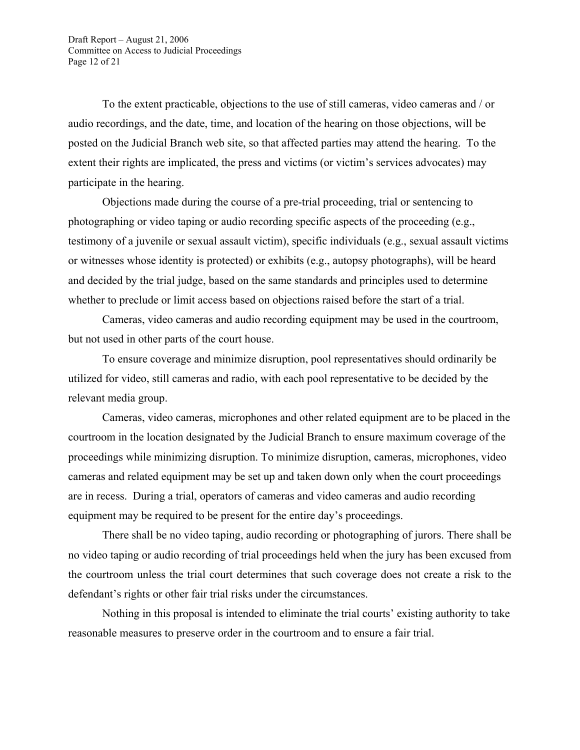To the extent practicable, objections to the use of still cameras, video cameras and / or audio recordings, and the date, time, and location of the hearing on those objections, will be posted on the Judicial Branch web site, so that affected parties may attend the hearing. To the extent their rights are implicated, the press and victims (or victim's services advocates) may participate in the hearing.

Objections made during the course of a pre-trial proceeding, trial or sentencing to photographing or video taping or audio recording specific aspects of the proceeding (e.g., testimony of a juvenile or sexual assault victim), specific individuals (e.g., sexual assault victims or witnesses whose identity is protected) or exhibits (e.g., autopsy photographs), will be heard and decided by the trial judge, based on the same standards and principles used to determine whether to preclude or limit access based on objections raised before the start of a trial.

Cameras, video cameras and audio recording equipment may be used in the courtroom, but not used in other parts of the court house.

To ensure coverage and minimize disruption, pool representatives should ordinarily be utilized for video, still cameras and radio, with each pool representative to be decided by the relevant media group.

Cameras, video cameras, microphones and other related equipment are to be placed in the courtroom in the location designated by the Judicial Branch to ensure maximum coverage of the proceedings while minimizing disruption. To minimize disruption, cameras, microphones, video cameras and related equipment may be set up and taken down only when the court proceedings are in recess. During a trial, operators of cameras and video cameras and audio recording equipment may be required to be present for the entire day's proceedings.

There shall be no video taping, audio recording or photographing of jurors. There shall be no video taping or audio recording of trial proceedings held when the jury has been excused from the courtroom unless the trial court determines that such coverage does not create a risk to the defendant's rights or other fair trial risks under the circumstances.

Nothing in this proposal is intended to eliminate the trial courts' existing authority to take reasonable measures to preserve order in the courtroom and to ensure a fair trial.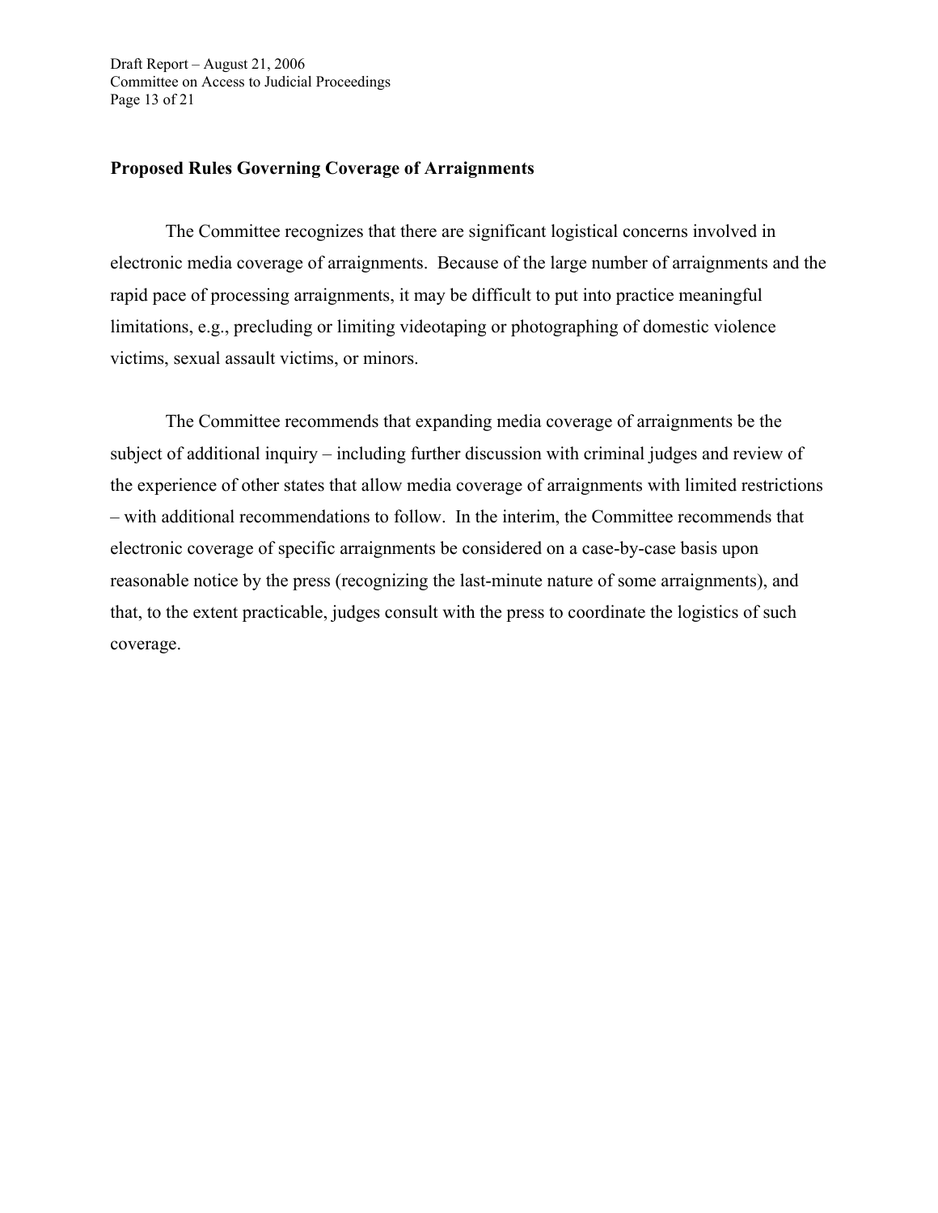## Proposed Rules Governing Coverage of Arraignments

The Committee recognizes that there are significant logistical concerns involved in electronic media coverage of arraignments. Because of the large number of arraignments and the rapid pace of processing arraignments, it may be difficult to put into practice meaningful limitations, e.g., precluding or limiting videotaping or photographing of domestic violence victims, sexual assault victims, or minors.

The Committee recommends that expanding media coverage of arraignments be the subject of additional inquiry – including further discussion with criminal judges and review of the experience of other states that allow media coverage of arraignments with limited restrictions – with additional recommendations to follow. In the interim, the Committee recommends that electronic coverage of specific arraignments be considered on a case-by-case basis upon reasonable notice by the press (recognizing the last-minute nature of some arraignments), and that, to the extent practicable, judges consult with the press to coordinate the logistics of such coverage.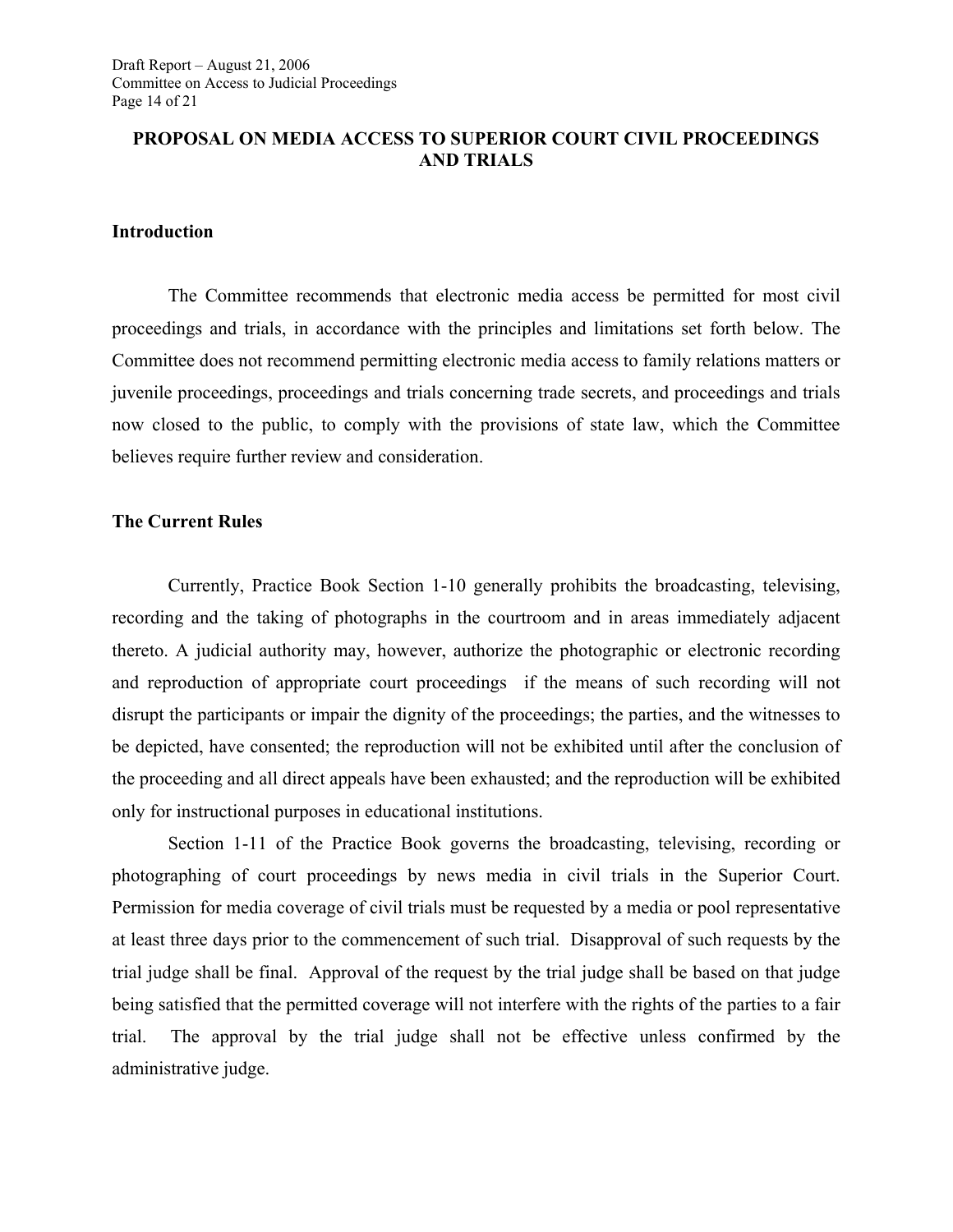## PROPOSAL ON MEDIA ACCESS TO SUPERIOR COURT CIVIL PROCEEDINGS AND TRIALS

### Introduction

The Committee recommends that electronic media access be permitted for most civil proceedings and trials, in accordance with the principles and limitations set forth below. The Committee does not recommend permitting electronic media access to family relations matters or juvenile proceedings, proceedings and trials concerning trade secrets, and proceedings and trials now closed to the public, to comply with the provisions of state law, which the Committee believes require further review and consideration.

### The Current Rules

Currently, Practice Book Section 1-10 generally prohibits the broadcasting, televising, recording and the taking of photographs in the courtroom and in areas immediately adjacent thereto. A judicial authority may, however, authorize the photographic or electronic recording and reproduction of appropriate court proceedings if the means of such recording will not disrupt the participants or impair the dignity of the proceedings; the parties, and the witnesses to be depicted, have consented; the reproduction will not be exhibited until after the conclusion of the proceeding and all direct appeals have been exhausted; and the reproduction will be exhibited only for instructional purposes in educational institutions.

Section 1-11 of the Practice Book governs the broadcasting, televising, recording or photographing of court proceedings by news media in civil trials in the Superior Court. Permission for media coverage of civil trials must be requested by a media or pool representative at least three days prior to the commencement of such trial. Disapproval of such requests by the trial judge shall be final. Approval of the request by the trial judge shall be based on that judge being satisfied that the permitted coverage will not interfere with the rights of the parties to a fair trial. The approval by the trial judge shall not be effective unless confirmed by the administrative judge.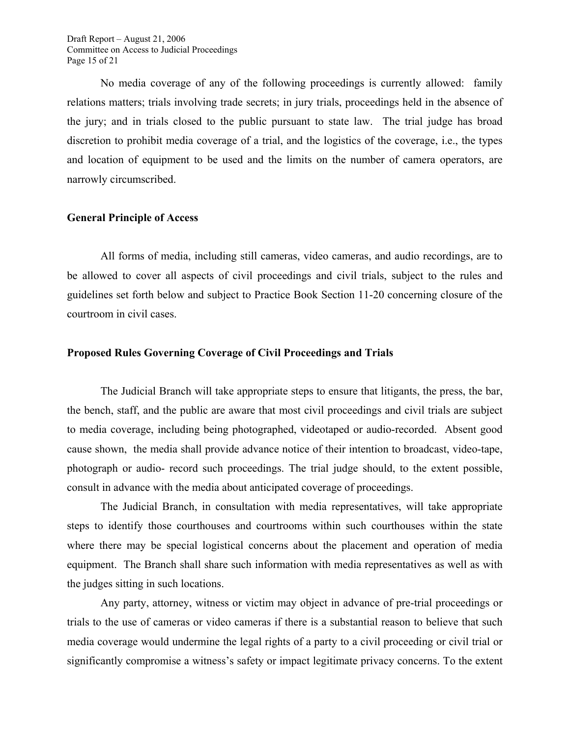No media coverage of any of the following proceedings is currently allowed: family relations matters; trials involving trade secrets; in jury trials, proceedings held in the absence of the jury; and in trials closed to the public pursuant to state law. The trial judge has broad discretion to prohibit media coverage of a trial, and the logistics of the coverage, i.e., the types and location of equipment to be used and the limits on the number of camera operators, are narrowly circumscribed.

**General Principle of Access**

All forms of media, including still cameras, video cameras, and audio recordings, are to be allowed to cover all aspects of civil proceedings and civil trials, subject to the rules and guidelines set forth below and subject to Practice Book Section 11-20 concerning closure of the courtroom in civil cases.

**Proposed Rules Governing Coverage of Civil Proceedings and Trials**

The Judicial Branch will take appropriate steps to ensure that litigants, the press, the bar, the bench, staff, and the public are aware that most civil proceedings and civil trials are subject to media coverage, including being photographed, videotaped or audio-recorded. Absent good cause shown, the media shall provide advance notice of their intention to broadcast, video-tape, photograph or audio- record such proceedings. The trial judge should, to the extent possible, consult in advance with the media about anticipated coverage of proceedings.

The Judicial Branch, in consultation with media representatives, will take appropriate steps to identify those courthouses and courtrooms within such courthouses within the state where there may be special logistical concerns about the placement and operation of media equipment. The Branch shall share such information with media representatives as well as with the judges sitting in such locations.

Any party, attorney, witness or victim may object in advance of pre-trial proceedings or trials to the use of cameras or video cameras if there is a substantial reason to believe that such media coverage would undermine the legal rights of a party to a civil proceeding or civil trial or significantly compromise a witness's safety or impact legitimate privacy concerns. To the extent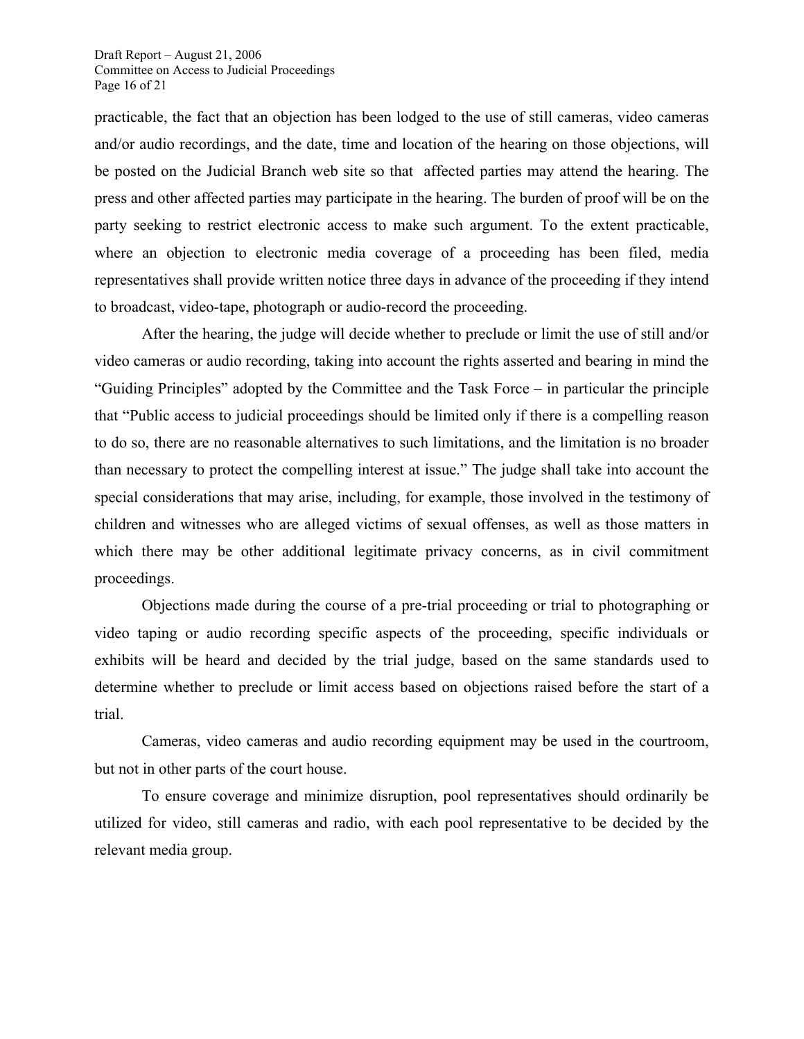practicable, the fact that an objection has been lodged to the use of still cameras, video cameras and/or audio recordings, and the date, time and location of the hearing on those objections, will be posted on the Judicial Branch web site so that affected parties may attend the hearing. The press and other affected parties may participate in the hearing. The burden of proof will be on the party seeking to restrict electronic access to make such argument. To the extent practicable, where an objection to electronic media coverage of a proceeding has been filed, media representatives shall provide written notice three days in advance of the proceeding if they intend to broadcast, video-tape, photograph or audio-record the proceeding.

After the hearing, the judge will decide whether to preclude or limit the use of still and/or video cameras or audio recording, taking into account the rights asserted and bearing in mind the "Guiding Principles" adopted by the Committee and the Task Force – in particular the principle that "Public access to judicial proceedings should be limited only if there is a compelling reason to do so, there are no reasonable alternatives to such limitations, and the limitation is no broader than necessary to protect the compelling interest at issue." The judge shall take into account the special considerations that may arise, including, for example, those involved in the testimony of children and witnesses who are alleged victims of sexual offenses, as well as those matters in which there may be other additional legitimate privacy concerns, as in civil commitment proceedings.

Objections made during the course of a pre-trial proceeding or trial to photographing or video taping or audio recording specific aspects of the proceeding, specific individuals or exhibits will be heard and decided by the trial judge, based on the same standards used to determine whether to preclude or limit access based on objections raised before the start of a trial.

Cameras, video cameras and audio recording equipment may be used in the courtroom, but not in other parts of the court house.

To ensure coverage and minimize disruption, pool representatives should ordinarily be utilized for video, still cameras and radio, with each pool representative to be decided by the relevant media group.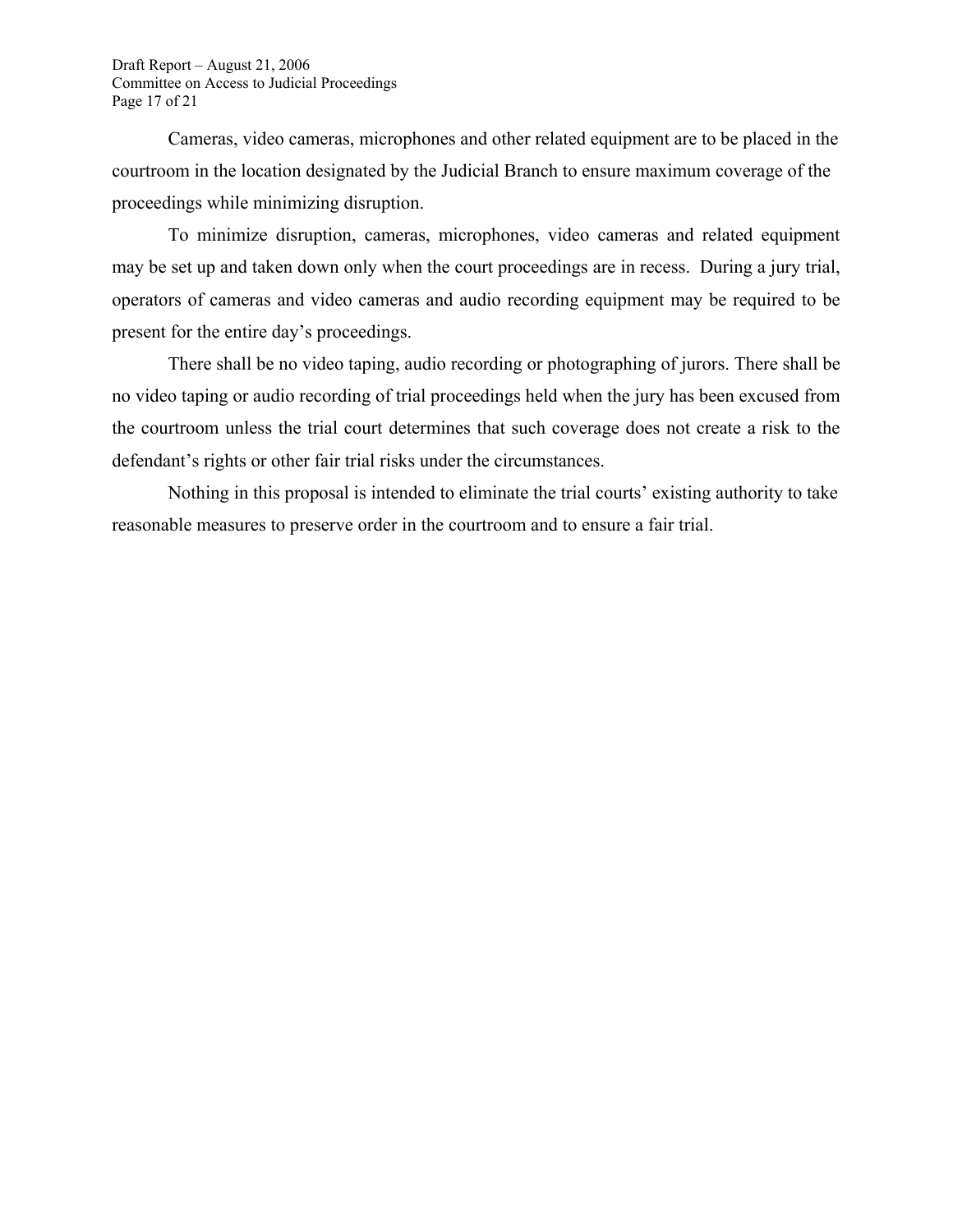Cameras, video cameras, microphones and other related equipment are to be placed in the courtroom in the location designated by the Judicial Branch to ensure maximum coverage of the proceedings while minimizing disruption.

To minimize disruption, cameras, microphones, video cameras and related equipment may be set up and taken down only when the court proceedings are in recess. During a jury trial, operators of cameras and video cameras and audio recording equipment may be required to be present for the entire day's proceedings.

There shall be no video taping, audio recording or photographing of jurors. There shall be no video taping or audio recording of trial proceedings held when the jury has been excused from the courtroom unless the trial court determines that such coverage does not create a risk to the defendant's rights or other fair trial risks under the circumstances.

Nothing in this proposal is intended to eliminate the trial courts' existing authority to take reasonable measures to preserve order in the courtroom and to ensure a fair trial.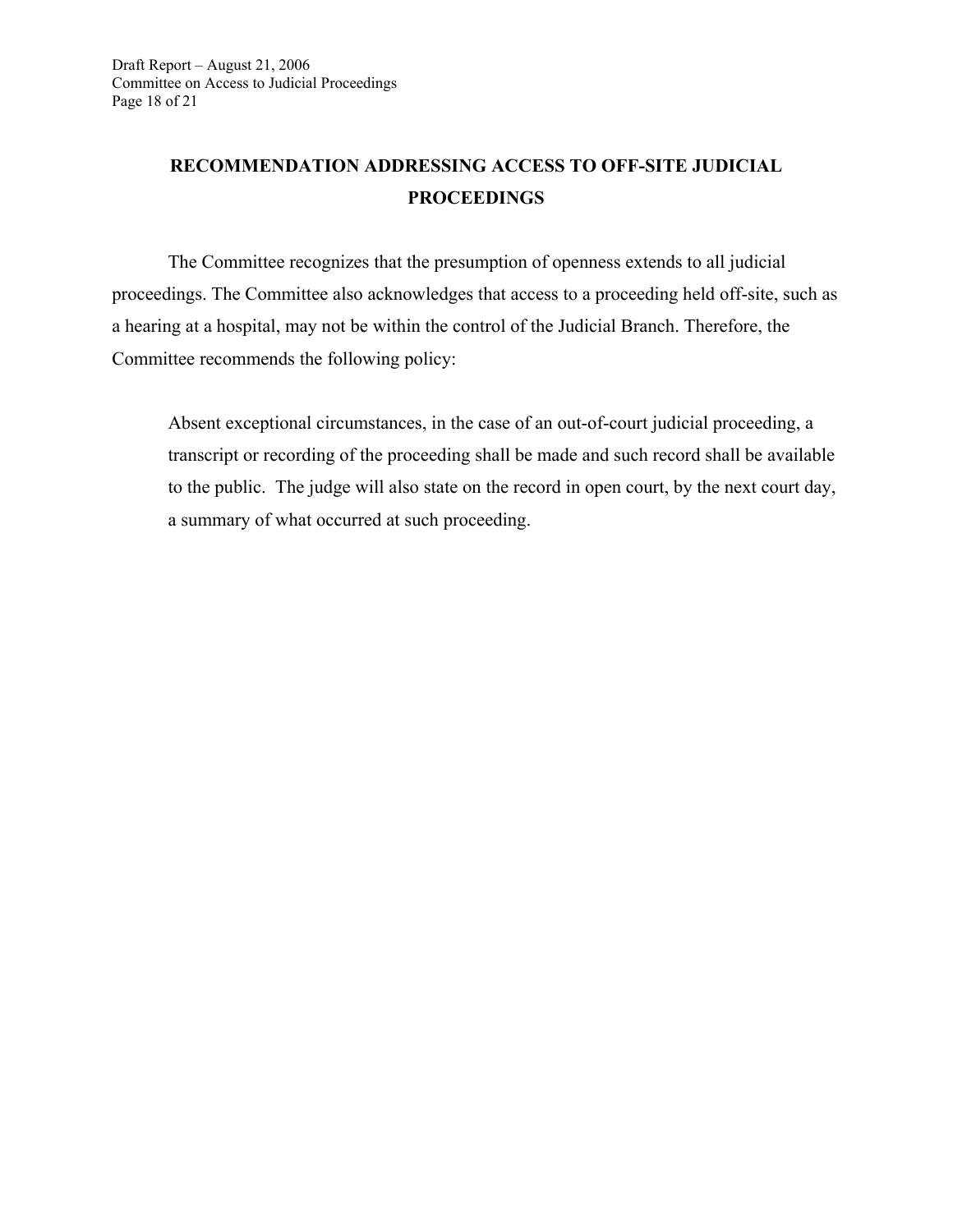## RECOMMENDATION ADDRESSING ACCESS TO OFF-SITE JUDICIAL PROCEEDINGS

The Committee recognizes that the presumption of openness extends to all judicial proceedings. The Committee also acknowledges that access to a proceeding held off-site, such as a hearing at a hospital, may not be within the control of the Judicial Branch. Therefore, the Committee recommends the following policy:

> Absent exceptional circumstances, in the case of an out-of-court judicial proceeding, a transcript or recording of the proceeding shall be made and such record shall be available to the public. The judge will also state on the record in open court, by the next court day, a summary of what occurred at such proceeding.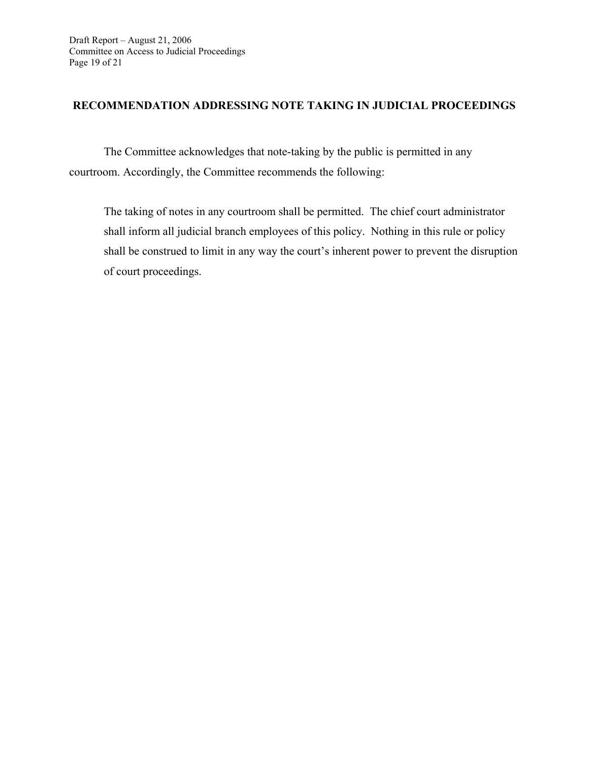## RECOMMENDATION ADDRESSING NOTE TAKING IN JUDICIAL PROCEEDINGS

The Committee acknowledges that note-taking by the public is permitted in any courtroom. Accordingly, the Committee recommends the following:

> The taking of notes in any courtroom shall be permitted. The chief court administrator shall inform all judicial branch employees of this policy. Nothing in this rule or policy shall be construed to limit in any way the court's inherent power to prevent the disruption of court proceedings.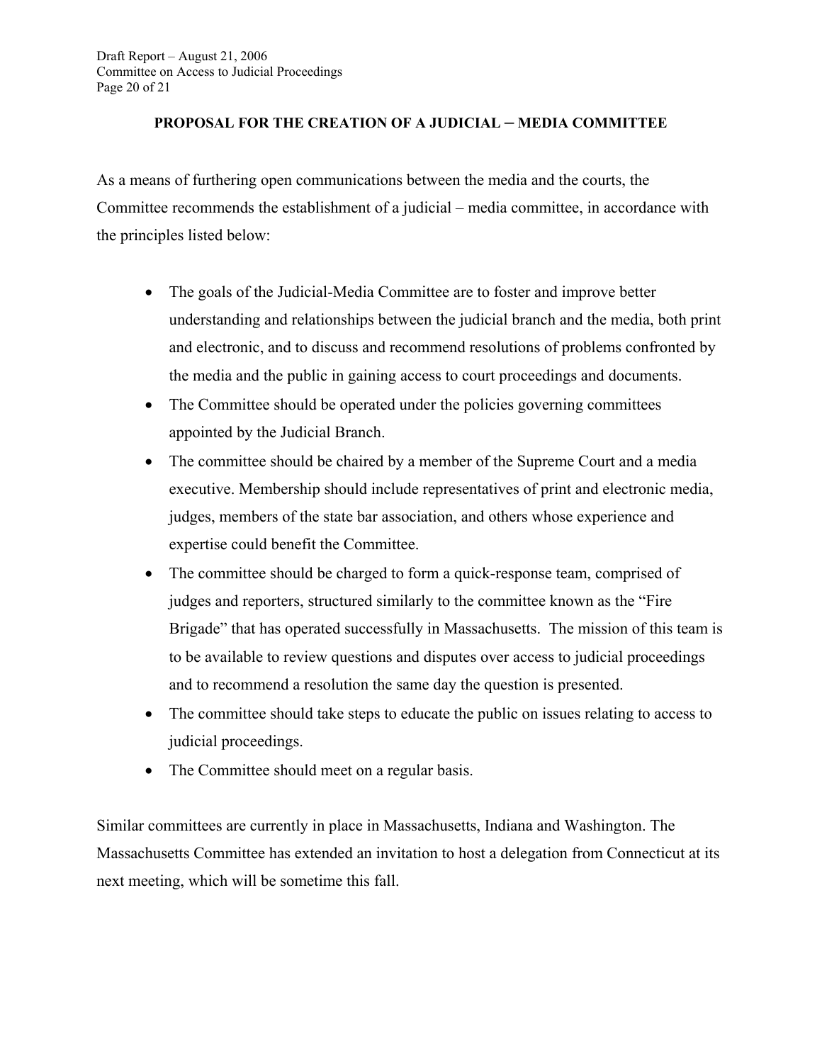## PROPOSAL FOR THE CREATION OF A JUDICIAL – MEDIA COMMITTEE

As a means of furthering open communications between the media and the courts, the Committee recommends the establishment of a judicial – media committee, in accordance with the principles listed below:

- The goals of the Judicial-Media Committee are to foster and improve better understanding and relationships between the judicial branch and the media, both print and electronic, and to discuss and recommend resolutions of problems confronted by the media and the public in gaining access to court proceedings and documents.
- The Committee should be operated under the policies governing committees appointed by the Judicial Branch.
- The committee should be chaired by a member of the Supreme Court and a media executive. Membership should include representatives of print and electronic media, judges, members of the state bar association, and others whose experience and expertise could benefit the Committee.
- The committee should be charged to form a quick-response team, comprised of judges and reporters, structured similarly to the committee known as the "Fire Brigade" that has operated successfully in Massachusetts. The mission of this team is to be available to review questions and disputes over access to judicial proceedings and to recommend a resolution the same day the question is presented.
- The committee should take steps to educate the public on issues relating to access to judicial proceedings.
- The Committee should meet on a regular basis.

Similar committees are currently in place in Massachusetts, Indiana and Washington. The Massachusetts Committee has extended an invitation to host a delegation from Connecticut at its next meeting, which will be sometime this fall.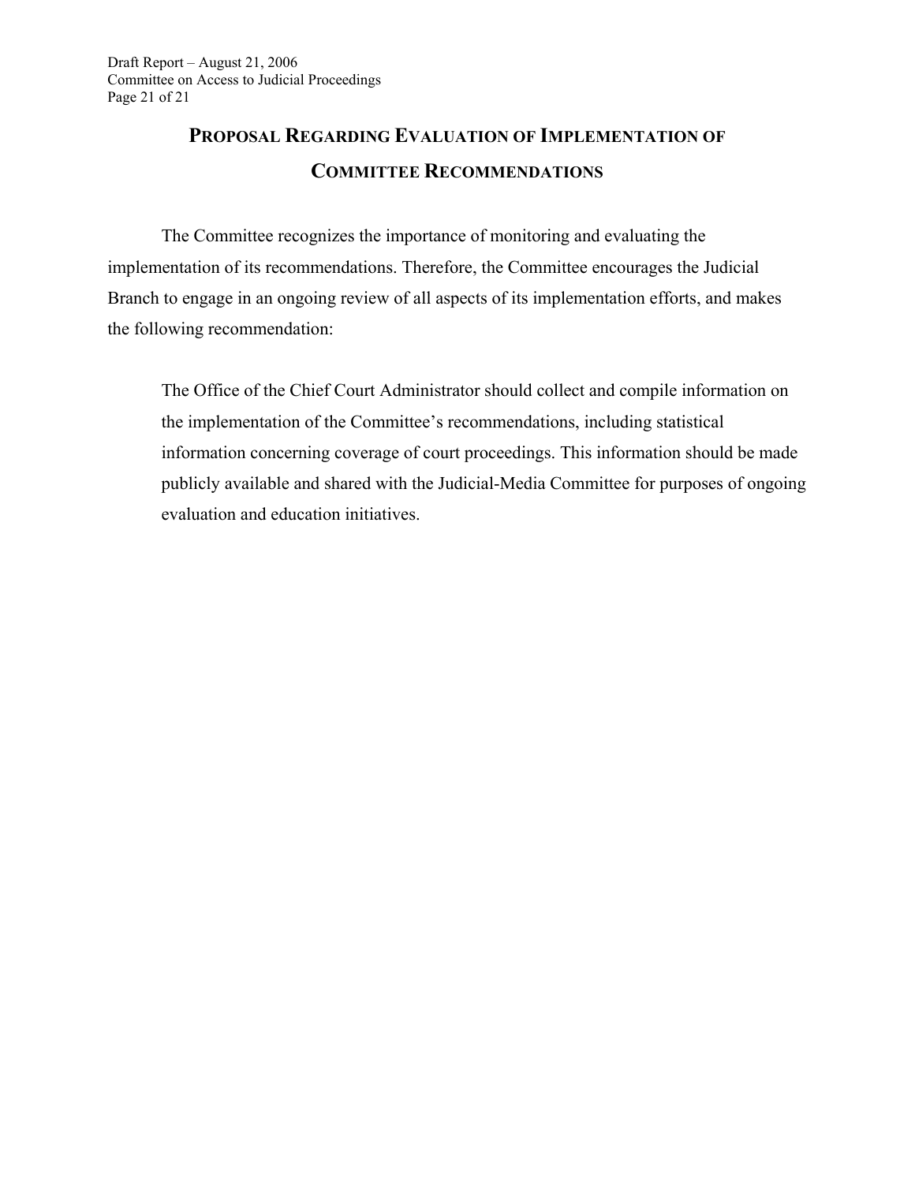## Proposal Regarding Evaluation of Implementation of Committee Recommendations

The Committee recognizes the importance of monitoring and evaluating the implementation of its recommendations. Therefore, the Committee encourages the Judicial Branch to engage in an ongoing review of all aspects of its implementation efforts, and makes the following recommendation:

> The Office of the Chief Court Administrator should collect and compile information on the implementation of the Committee's recommendations, including statistical information concerning coverage of court proceedings. This information should be made publicly available and shared with the Judicial-Media Committee for purposes of ongoing evaluation and education initiatives.